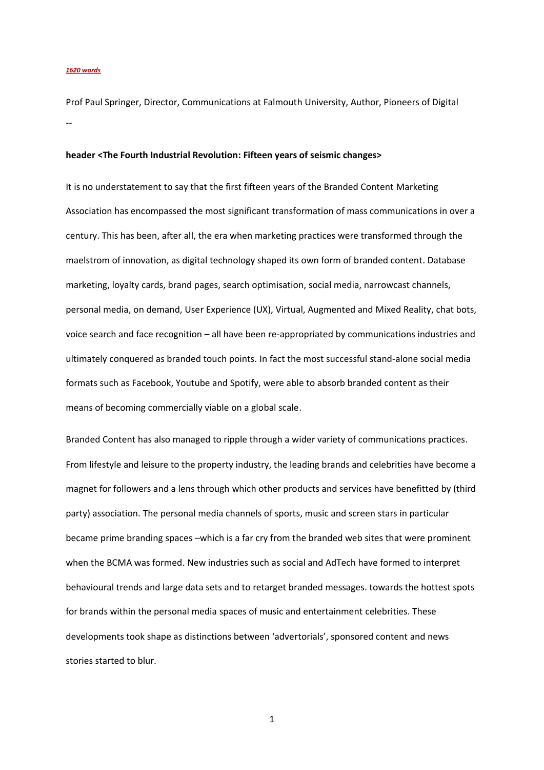*1620 words*

Prof Paul Springer, Director, Communications at Falmouth University, Author, Pioneers of Digital

--

**header <The Fourth Industrial Revolution: Fifteen years of seismic changes>**

It is no understatement to say that the first fifteen years of the Branded Content Marketing Association has encompassed the most significant transformation of mass communications in over a century. This has been, after all, the era when marketing practices were transformed through the maelstrom of innovation, as digital technology shaped its own form of branded content. Database marketing, loyalty cards, brand pages, search optimisation, social media, narrowcast channels, personal media, on demand, User Experience (UX), Virtual, Augmented and Mixed Reality, chat bots, voice search and face recognition – all have been re-appropriated by communications industries and ultimately conquered as branded touch points. In fact the most successful stand-alone social media formats such as Facebook, Youtube and Spotify, were able to absorb branded content as their means of becoming commercially viable on a global scale.

Branded Content has also managed to ripple through a wider variety of communications practices. From lifestyle and leisure to the property industry, the leading brands and celebrities have become a magnet for followers and a lens through which other products and services have benefitted by (third party) association. The personal media channels of sports, music and screen stars in particular became prime branding spaces –which is a far cry from the branded web sites that were prominent when the BCMA was formed. New industries such as social and AdTech have formed to interpret behavioural trends and large data sets and to retarget branded messages. towards the hottest spots for brands within the personal media spaces of music and entertainment celebrities. These developments took shape as distinctions between 'advertorials', sponsored content and news stories started to blur.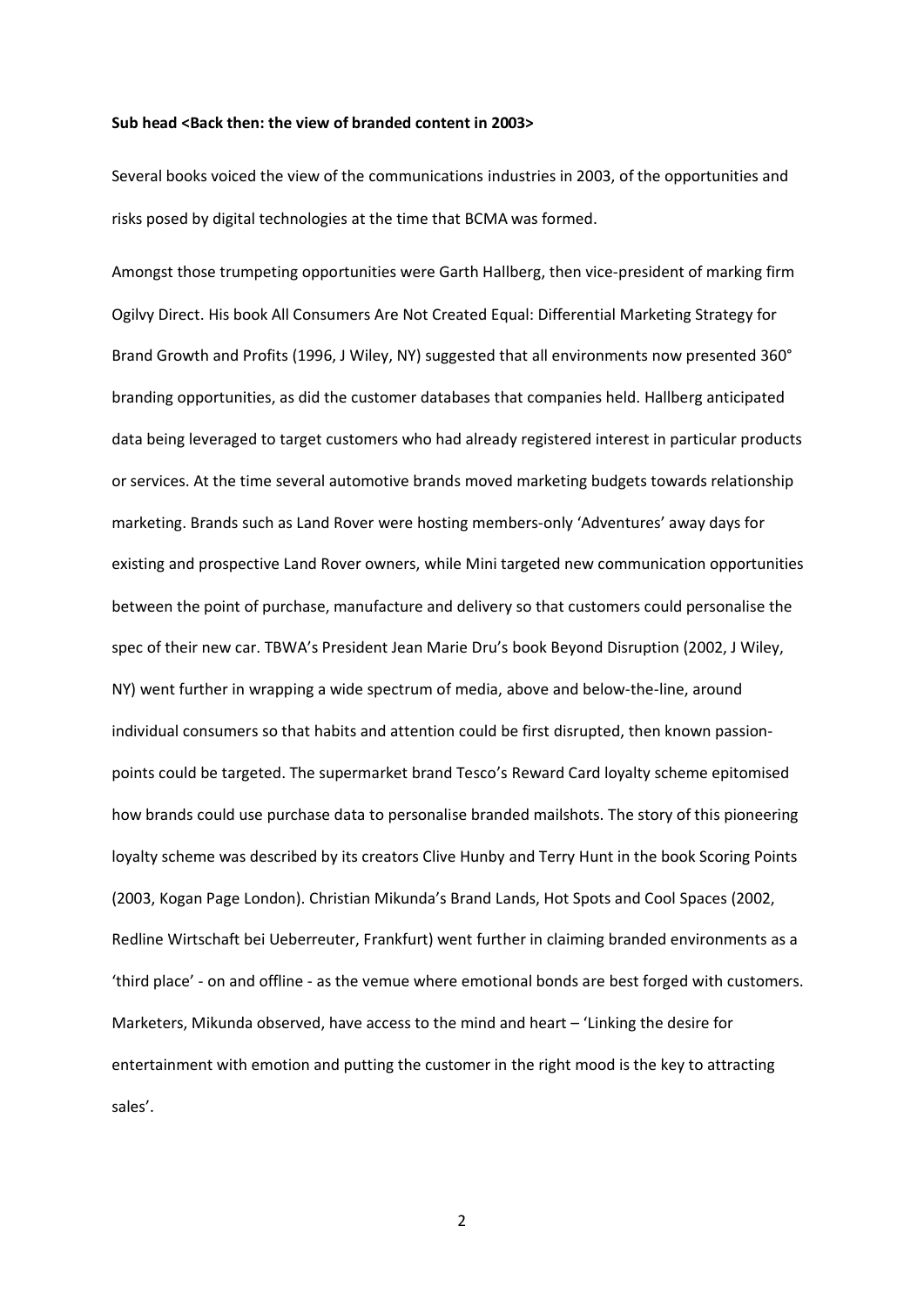**Sub head <Back then: the view of branded content in 2003>**

Several books voiced the view of the communications industries in 2003, of the opportunities and risks posed by digital technologies at the time that BCMA was formed.

Amongst those trumpeting opportunities were Garth Hallberg, then vice-president of marking firm Ogilvy Direct. His book All Consumers Are Not Created Equal: Differential Marketing Strategy for Brand Growth and Profits (1996, J Wiley, NY) suggested that all environments now presented 360° branding opportunities, as did the customer databases that companies held. Hallberg anticipated data being leveraged to target customers who had already registered interest in particular products or services. At the time several automotive brands moved marketing budgets towards relationship marketing. Brands such as Land Rover were hosting members-only 'Adventures' away days for existing and prospective Land Rover owners, while Mini targeted new communication opportunities between the point of purchase, manufacture and delivery so that customers could personalise the spec of their new car. TBWA's President Jean Marie Dru's book Beyond Disruption (2002, J Wiley, NY) went further in wrapping a wide spectrum of media, above and below-the-line, around individual consumers so that habits and attention could be first disrupted, then known passion-points could be targeted. The supermarket brand Tesco's Reward Card loyalty scheme epitomised how brands could use purchase data to personalise branded mailshots. The story of this pioneering loyalty scheme was described by its creators Clive Hunby and Terry Hunt in the book Scoring Points (2003, Kogan Page London). Christian Mikunda's Brand Lands, Hot Spots and Cool Spaces (2002, Redline Wirtschaft bei Ueberreuter, Frankfurt) went further in claiming branded environments as a 'third place' - on and offline - as the vemue where emotional bonds are best forged with customers. Marketers, Mikunda observed, have access to the mind and heart – 'Linking the desire for entertainment with emotion and putting the customer in the right mood is the key to attracting sales'.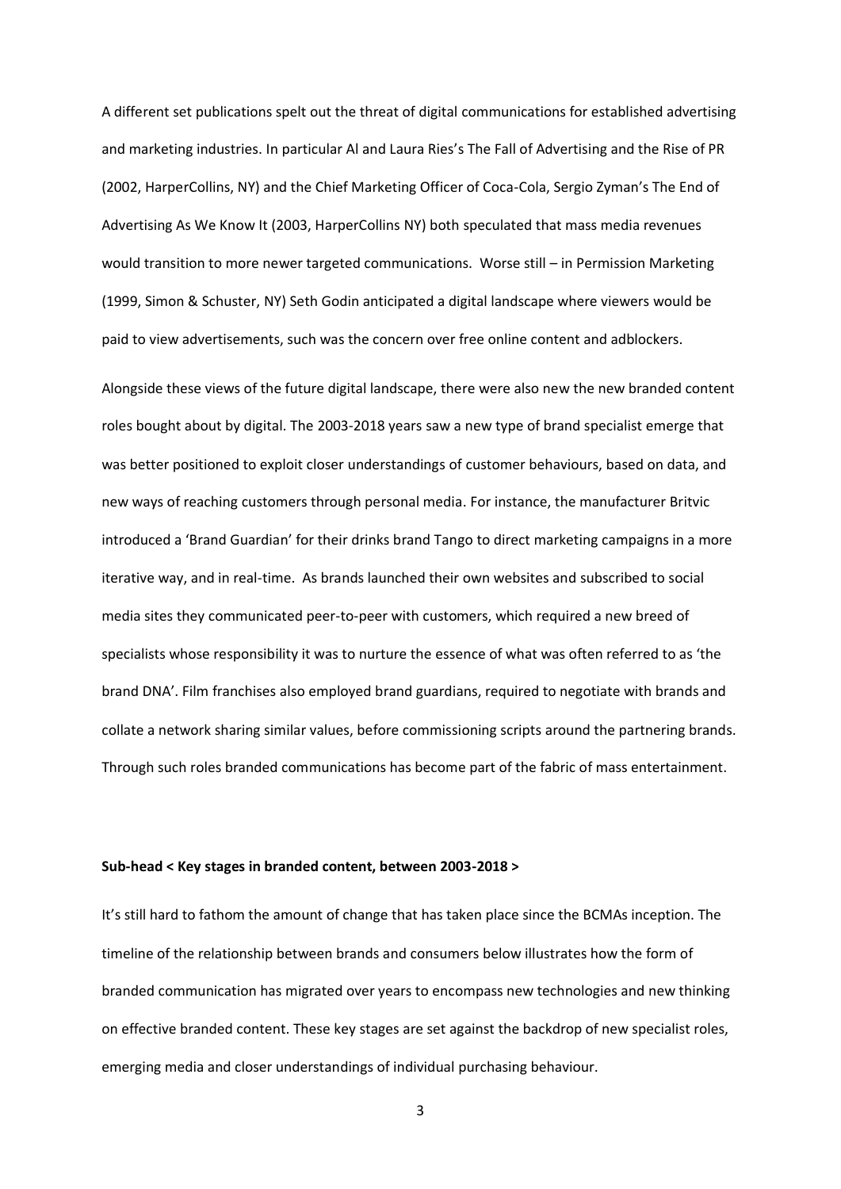A different set publications spelt out the threat of digital communications for established advertising and marketing industries. In particular Al and Laura Ries's The Fall of Advertising and the Rise of PR (2002, HarperCollins, NY) and the Chief Marketing Officer of Coca-Cola, Sergio Zyman's The End of Advertising As We Know It (2003, HarperCollins NY) both speculated that mass media revenues would transition to more newer targeted communications. Worse still – in Permission Marketing (1999, Simon & Schuster, NY) Seth Godin anticipated a digital landscape where viewers would be paid to view advertisements, such was the concern over free online content and adblockers.

Alongside these views of the future digital landscape, there were also new the new branded content roles bought about by digital. The 2003-2018 years saw a new type of brand specialist emerge that was better positioned to exploit closer understandings of customer behaviours, based on data, and new ways of reaching customers through personal media. For instance, the manufacturer Britvic introduced a 'Brand Guardian' for their drinks brand Tango to direct marketing campaigns in a more iterative way, and in real-time. As brands launched their own websites and subscribed to social media sites they communicated peer-to-peer with customers, which required a new breed of specialists whose responsibility it was to nurture the essence of what was often referred to as 'the brand DNA'. Film franchises also employed brand guardians, required to negotiate with brands and collate a network sharing similar values, before commissioning scripts around the partnering brands. Through such roles branded communications has become part of the fabric of mass entertainment.

**Sub-head < Key stages in branded content, between 2003-2018 >**

It's still hard to fathom the amount of change that has taken place since the BCMAs inception. The timeline of the relationship between brands and consumers below illustrates how the form of branded communication has migrated over years to encompass new technologies and new thinking on effective branded content. These key stages are set against the backdrop of new specialist roles, emerging media and closer understandings of individual purchasing behaviour.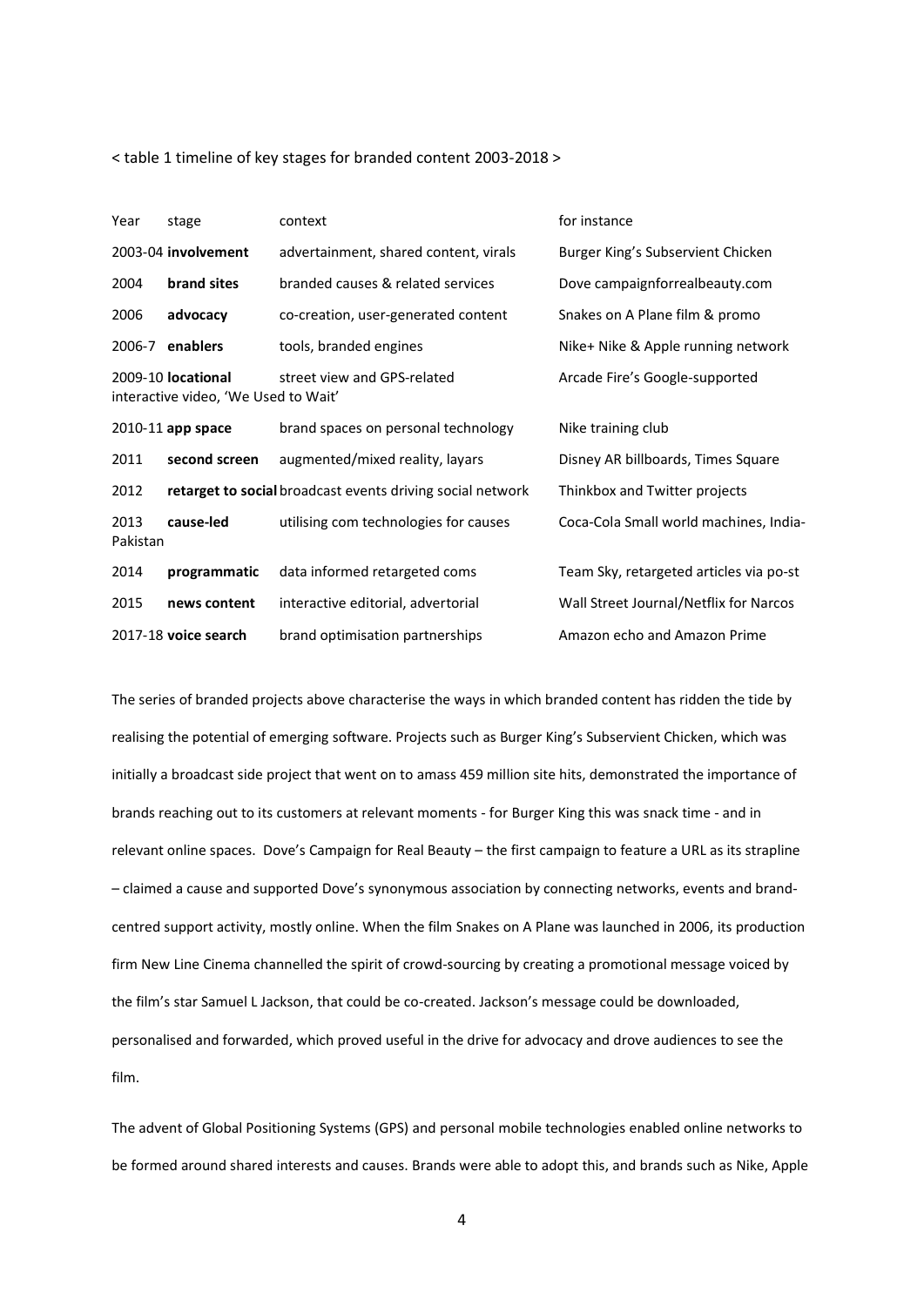< table 1 timeline of key stages for branded content 2003-2018 >

| Year | stage | context | for instance |
|---|---|---|---|
| 2003-04 | **involvement** | advertainment, shared content, virals | Burger King's Subservient Chicken |
| 2004 | **brand sites** | branded causes & related services | Dove campaignforrealbeauty.com |
| 2006 | **advocacy** | co-creation, user-generated content | Snakes on A Plane film & promo |
| 2006-7 | **enablers** | tools, branded engines | Nike+ Nike & Apple running network |
| 2009-10 | **locational** | street view and GPS-related interactive video, 'We Used to Wait' | Arcade Fire's Google-supported |
| 2010-11 | **app space** | brand spaces on personal technology | Nike training club |
| 2011 | **second screen** | augmented/mixed reality, layars | Disney AR billboards, Times Square |
| 2012 | **retarget to social** | broadcast events driving social network | Thinkbox and Twitter projects |
| 2013 | **cause-led** | utilising com technologies for causes | Coca-Cola Small world machines, India-Pakistan |
| 2014 | **programmatic** | data informed retargeted coms | Team Sky, retargeted articles via po-st |
| 2015 | **news content** | interactive editorial, advertorial | Wall Street Journal/Netflix for Narcos |
| 2017-18 | **voice search** | brand optimisation partnerships | Amazon echo and Amazon Prime |

The series of branded projects above characterise the ways in which branded content has ridden the tide by realising the potential of emerging software. Projects such as Burger King's Subservient Chicken, which was initially a broadcast side project that went on to amass 459 million site hits, demonstrated the importance of brands reaching out to its customers at relevant moments - for Burger King this was snack time - and in relevant online spaces. Dove's Campaign for Real Beauty – the first campaign to feature a URL as its strapline – claimed a cause and supported Dove's synonymous association by connecting networks, events and brand-centred support activity, mostly online. When the film Snakes on A Plane was launched in 2006, its production firm New Line Cinema channelled the spirit of crowd-sourcing by creating a promotional message voiced by the film's star Samuel L Jackson, that could be co-created. Jackson's message could be downloaded, personalised and forwarded, which proved useful in the drive for advocacy and drove audiences to see the film.

The advent of Global Positioning Systems (GPS) and personal mobile technologies enabled online networks to be formed around shared interests and causes. Brands were able to adopt this, and brands such as Nike, Apple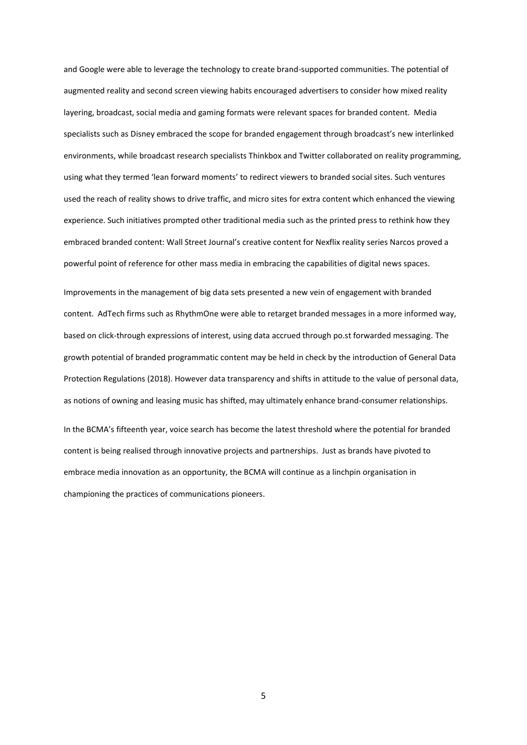and Google were able to leverage the technology to create brand-supported communities. The potential of augmented reality and second screen viewing habits encouraged advertisers to consider how mixed reality layering, broadcast, social media and gaming formats were relevant spaces for branded content. Media specialists such as Disney embraced the scope for branded engagement through broadcast's new interlinked environments, while broadcast research specialists Thinkbox and Twitter collaborated on reality programming, using what they termed 'lean forward moments' to redirect viewers to branded social sites. Such ventures used the reach of reality shows to drive traffic, and micro sites for extra content which enhanced the viewing experience. Such initiatives prompted other traditional media such as the printed press to rethink how they embraced branded content: Wall Street Journal's creative content for Nexflix reality series Narcos proved a powerful point of reference for other mass media in embracing the capabilities of digital news spaces.

Improvements in the management of big data sets presented a new vein of engagement with branded content. AdTech firms such as RhythmOne were able to retarget branded messages in a more informed way, based on click-through expressions of interest, using data accrued through po.st forwarded messaging. The growth potential of branded programmatic content may be held in check by the introduction of General Data Protection Regulations (2018). However data transparency and shifts in attitude to the value of personal data, as notions of owning and leasing music has shifted, may ultimately enhance brand-consumer relationships.

In the BCMA's fifteenth year, voice search has become the latest threshold where the potential for branded content is being realised through innovative projects and partnerships. Just as brands have pivoted to embrace media innovation as an opportunity, the BCMA will continue as a linchpin organisation in championing the practices of communications pioneers.